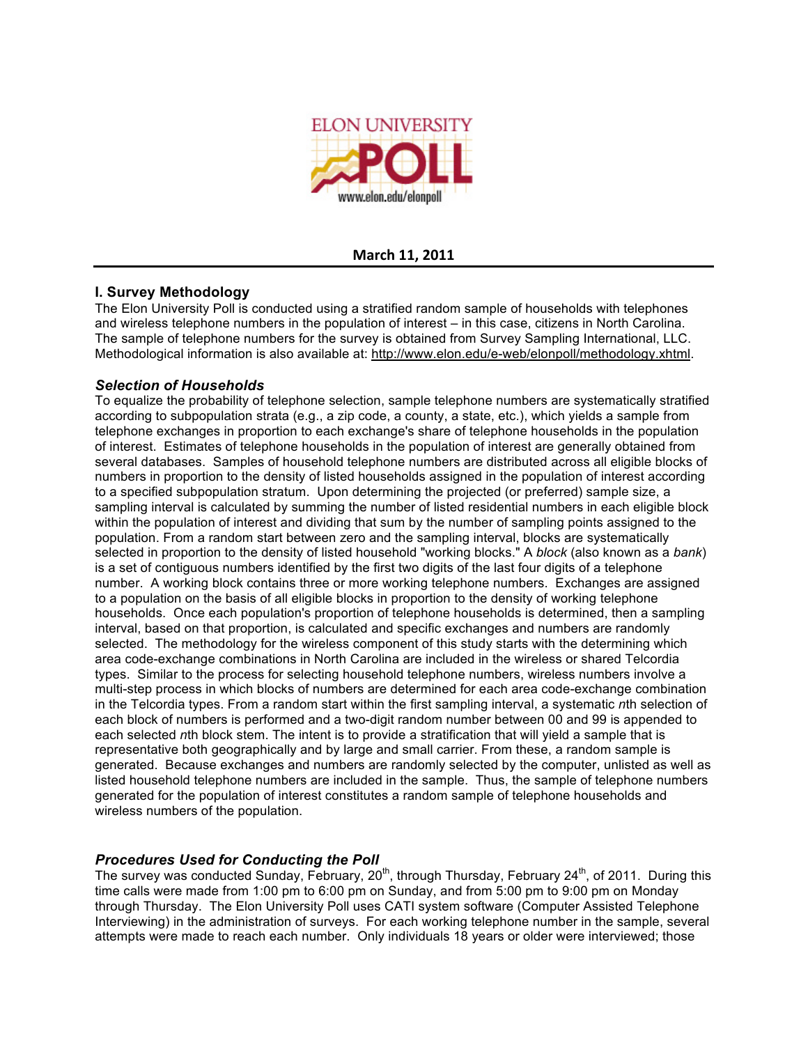**March 11, 2011**

## I. Survey Methodology

The Elon University Poll is conducted using a stratified random sample of households with telephones and wireless telephone numbers in the population of interest – in this case, citizens in North Carolina. The sample of telephone numbers for the survey is obtained from Survey Sampling International, LLC. Methodological information is also available at: http://www.elon.edu/e-web/elonpoll/methodology.xhtml.

### *Selection of Households*

To equalize the probability of telephone selection, sample telephone numbers are systematically stratified according to subpopulation strata (e.g., a zip code, a county, a state, etc.), which yields a sample from telephone exchanges in proportion to each exchange's share of telephone households in the population of interest. Estimates of telephone households in the population of interest are generally obtained from several databases. Samples of household telephone numbers are distributed across all eligible blocks of numbers in proportion to the density of listed households assigned in the population of interest according to a specified subpopulation stratum. Upon determining the projected (or preferred) sample size, a sampling interval is calculated by summing the number of listed residential numbers in each eligible block within the population of interest and dividing that sum by the number of sampling points assigned to the population. From a random start between zero and the sampling interval, blocks are systematically selected in proportion to the density of listed household "working blocks." A *block* (also known as a *bank*) is a set of contiguous numbers identified by the first two digits of the last four digits of a telephone number. A working block contains three or more working telephone numbers. Exchanges are assigned to a population on the basis of all eligible blocks in proportion to the density of working telephone households. Once each population's proportion of telephone households is determined, then a sampling interval, based on that proportion, is calculated and specific exchanges and numbers are randomly selected. The methodology for the wireless component of this study starts with the determining which area code-exchange combinations in North Carolina are included in the wireless or shared Telcordia types. Similar to the process for selecting household telephone numbers, wireless numbers involve a multi-step process in which blocks of numbers are determined for each area code-exchange combination in the Telcordia types. From a random start within the first sampling interval, a systematic *n*th selection of each block of numbers is performed and a two-digit random number between 00 and 99 is appended to each selected *n*th block stem. The intent is to provide a stratification that will yield a sample that is representative both geographically and by large and small carrier. From these, a random sample is generated. Because exchanges and numbers are randomly selected by the computer, unlisted as well as listed household telephone numbers are included in the sample. Thus, the sample of telephone numbers generated for the population of interest constitutes a random sample of telephone households and wireless numbers of the population.

### *Procedures Used for Conducting the Poll*

The survey was conducted Sunday, February, 20th, through Thursday, February 24th, of 2011. During this time calls were made from 1:00 pm to 6:00 pm on Sunday, and from 5:00 pm to 9:00 pm on Monday through Thursday. The Elon University Poll uses CATI system software (Computer Assisted Telephone Interviewing) in the administration of surveys. For each working telephone number in the sample, several attempts were made to reach each number. Only individuals 18 years or older were interviewed; those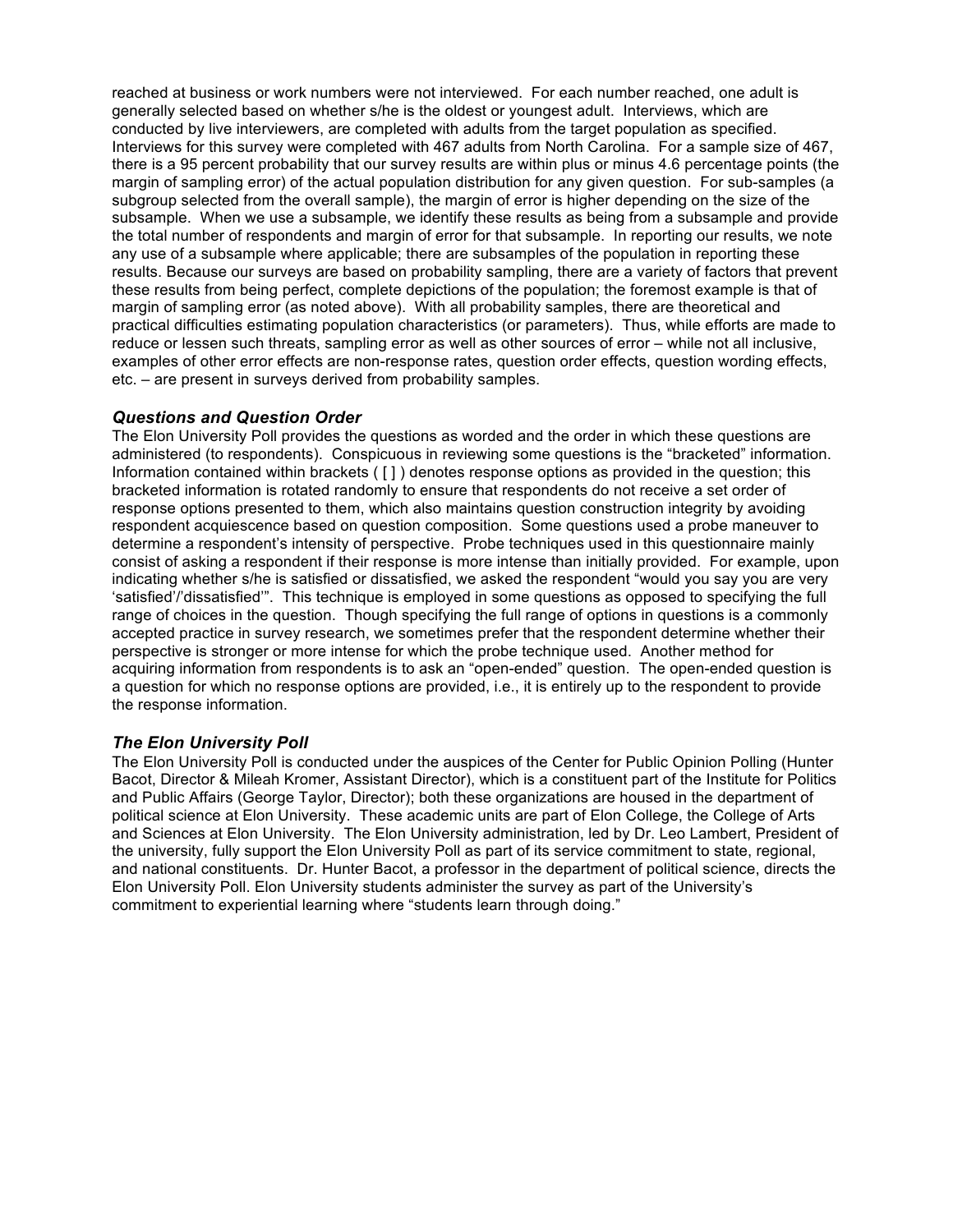reached at business or work numbers were not interviewed. For each number reached, one adult is generally selected based on whether s/he is the oldest or youngest adult. Interviews, which are conducted by live interviewers, are completed with adults from the target population as specified. Interviews for this survey were completed with 467 adults from North Carolina. For a sample size of 467, there is a 95 percent probability that our survey results are within plus or minus 4.6 percentage points (the margin of sampling error) of the actual population distribution for any given question. For sub-samples (a subgroup selected from the overall sample), the margin of error is higher depending on the size of the subsample. When we use a subsample, we identify these results as being from a subsample and provide the total number of respondents and margin of error for that subsample. In reporting our results, we note any use of a subsample where applicable; there are subsamples of the population in reporting these results. Because our surveys are based on probability sampling, there are a variety of factors that prevent these results from being perfect, complete depictions of the population; the foremost example is that of margin of sampling error (as noted above). With all probability samples, there are theoretical and practical difficulties estimating population characteristics (or parameters). Thus, while efforts are made to reduce or lessen such threats, sampling error as well as other sources of error – while not all inclusive, examples of other error effects are non-response rates, question order effects, question wording effects, etc. – are present in surveys derived from probability samples.

### *Questions and Question Order*

The Elon University Poll provides the questions as worded and the order in which these questions are administered (to respondents). Conspicuous in reviewing some questions is the "bracketed" information. Information contained within brackets ( [ ] ) denotes response options as provided in the question; this bracketed information is rotated randomly to ensure that respondents do not receive a set order of response options presented to them, which also maintains question construction integrity by avoiding respondent acquiescence based on question composition. Some questions used a probe maneuver to determine a respondent's intensity of perspective. Probe techniques used in this questionnaire mainly consist of asking a respondent if their response is more intense than initially provided. For example, upon indicating whether s/he is satisfied or dissatisfied, we asked the respondent "would you say you are very 'satisfied'/'dissatisfied'". This technique is employed in some questions as opposed to specifying the full range of choices in the question. Though specifying the full range of options in questions is a commonly accepted practice in survey research, we sometimes prefer that the respondent determine whether their perspective is stronger or more intense for which the probe technique used. Another method for acquiring information from respondents is to ask an "open-ended" question. The open-ended question is a question for which no response options are provided, i.e., it is entirely up to the respondent to provide the response information.

### *The Elon University Poll*

The Elon University Poll is conducted under the auspices of the Center for Public Opinion Polling (Hunter Bacot, Director & Mileah Kromer, Assistant Director), which is a constituent part of the Institute for Politics and Public Affairs (George Taylor, Director); both these organizations are housed in the department of political science at Elon University. These academic units are part of Elon College, the College of Arts and Sciences at Elon University. The Elon University administration, led by Dr. Leo Lambert, President of the university, fully support the Elon University Poll as part of its service commitment to state, regional, and national constituents. Dr. Hunter Bacot, a professor in the department of political science, directs the Elon University Poll. Elon University students administer the survey as part of the University's commitment to experiential learning where "students learn through doing."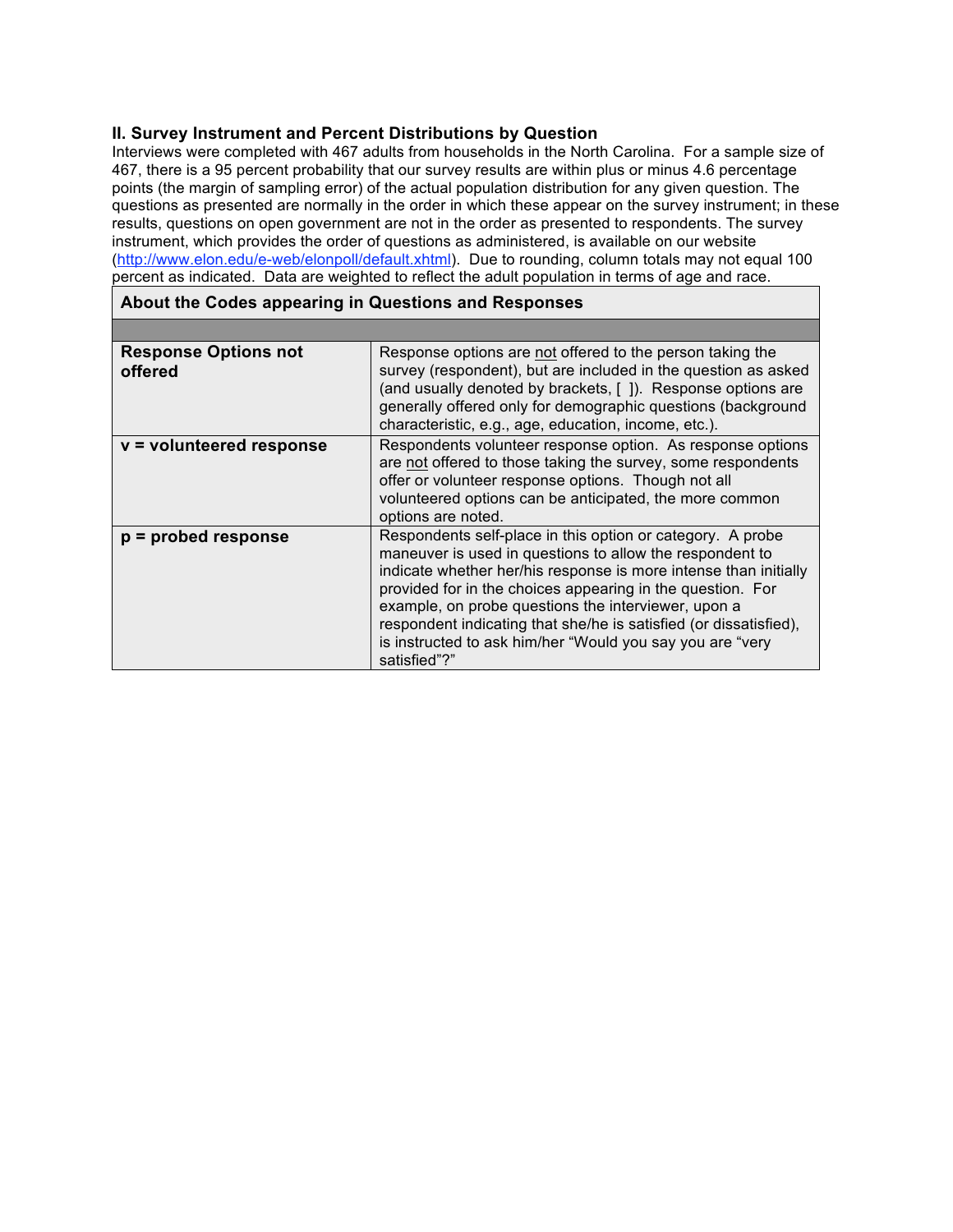## II. Survey Instrument and Percent Distributions by Question

Interviews were completed with 467 adults from households in the North Carolina. For a sample size of 467, there is a 95 percent probability that our survey results are within plus or minus 4.6 percentage points (the margin of sampling error) of the actual population distribution for any given question. The questions as presented are normally in the order in which these appear on the survey instrument; in these results, questions on open government are not in the order as presented to respondents. The survey instrument, which provides the order of questions as administered, is available on our website (http://www.elon.edu/e-web/elonpoll/default.xhtml). Due to rounding, column totals may not equal 100 percent as indicated. Data are weighted to reflect the adult population in terms of age and race.

| About the Codes appearing in Questions and Responses | |
|---|---|
| **Response Options not offered** | Response options are not offered to the person taking the survey (respondent), but are included in the question as asked (and usually denoted by brackets, [ ]). Response options are generally offered only for demographic questions (background characteristic, e.g., age, education, income, etc.). |
| **v = volunteered response** | Respondents volunteer response option. As response options are not offered to those taking the survey, some respondents offer or volunteer response options. Though not all volunteered options can be anticipated, the more common options are noted. |
| **p = probed response** | Respondents self-place in this option or category. A probe maneuver is used in questions to allow the respondent to indicate whether her/his response is more intense than initially provided for in the choices appearing in the question. For example, on probe questions the interviewer, upon a respondent indicating that she/he is satisfied (or dissatisfied), is instructed to ask him/her "Would you say you are "very satisfied"?" |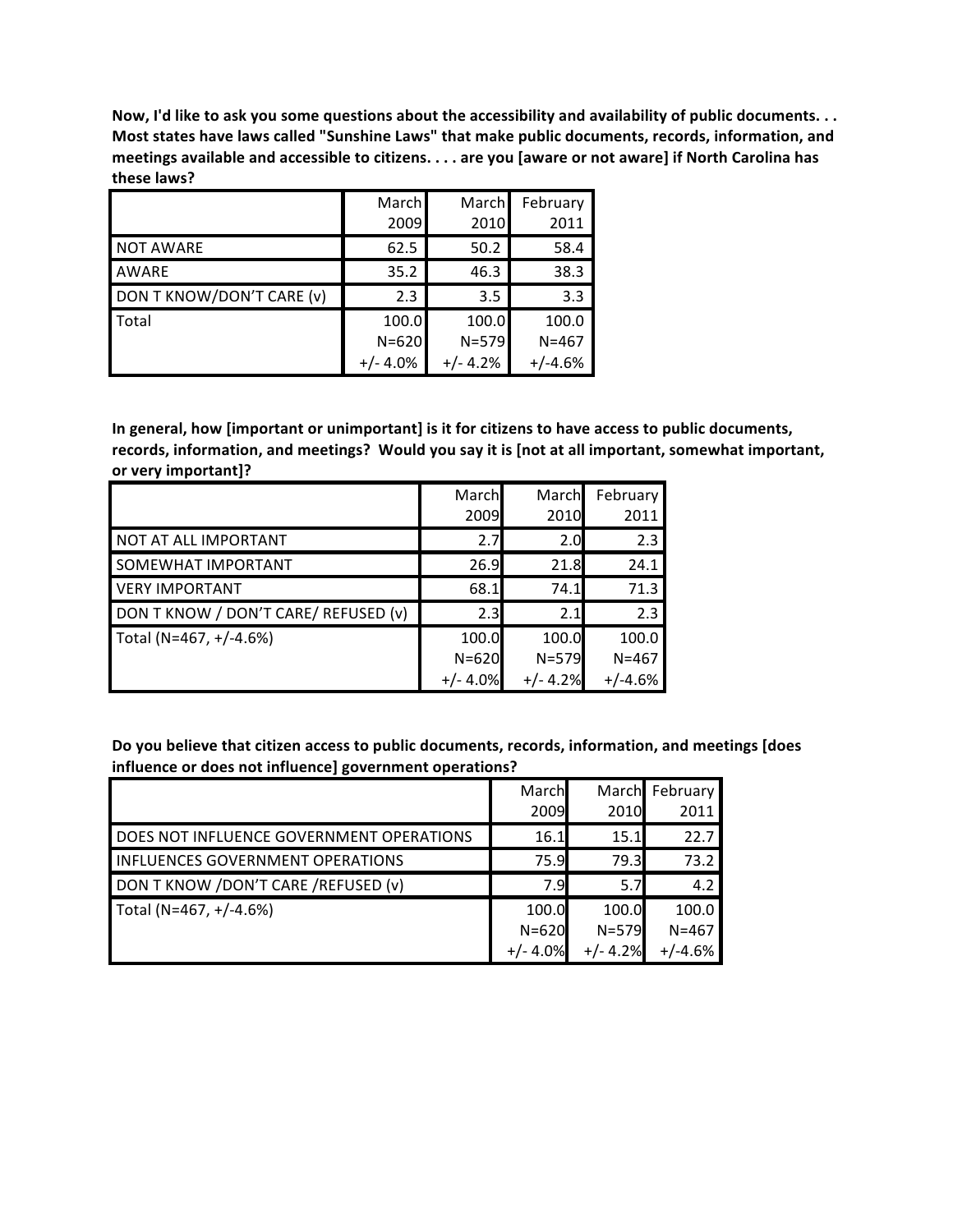**Now, I'd like to ask you some questions about the accessibility and availability of public documents. . . Most states have laws called "Sunshine Laws" that make public documents, records, information, and meetings available and accessible to citizens. . . . are you [aware or not aware] if North Carolina has these laws?**

| | March 2009 | March 2010 | February 2011 |
|---|---|---|---|
| NOT AWARE | 62.5 | 50.2 | 58.4 |
| AWARE | 35.2 | 46.3 | 38.3 |
| DON T KNOW/DON'T CARE (v) | 2.3 | 3.5 | 3.3 |
| Total | 100.0<br>N=620<br>+/- 4.0% | 100.0<br>N=579<br>+/- 4.2% | 100.0<br>N=467<br>+/-4.6% |

**In general, how [important or unimportant] is it for citizens to have access to public documents, records, information, and meetings? Would you say it is [not at all important, somewhat important, or very important]?**

| | March 2009 | March 2010 | February 2011 |
|---|---|---|---|
| NOT AT ALL IMPORTANT | 2.7 | 2.0 | 2.3 |
| SOMEWHAT IMPORTANT | 26.9 | 21.8 | 24.1 |
| VERY IMPORTANT | 68.1 | 74.1 | 71.3 |
| DON T KNOW / DON'T CARE/ REFUSED (v) | 2.3 | 2.1 | 2.3 |
| Total (N=467, +/-4.6%) | 100.0<br>N=620<br>+/- 4.0% | 100.0<br>N=579<br>+/- 4.2% | 100.0<br>N=467<br>+/-4.6% |

**Do you believe that citizen access to public documents, records, information, and meetings [does influence or does not influence] government operations?**

| | March 2009 | March 2010 | February 2011 |
|---|---|---|---|
| DOES NOT INFLUENCE GOVERNMENT OPERATIONS | 16.1 | 15.1 | 22.7 |
| INFLUENCES GOVERNMENT OPERATIONS | 75.9 | 79.3 | 73.2 |
| DON T KNOW /DON'T CARE /REFUSED (v) | 7.9 | 5.7 | 4.2 |
| Total (N=467, +/-4.6%) | 100.0<br>N=620<br>+/- 4.0% | 100.0<br>N=579<br>+/- 4.2% | 100.0<br>N=467<br>+/-4.6% |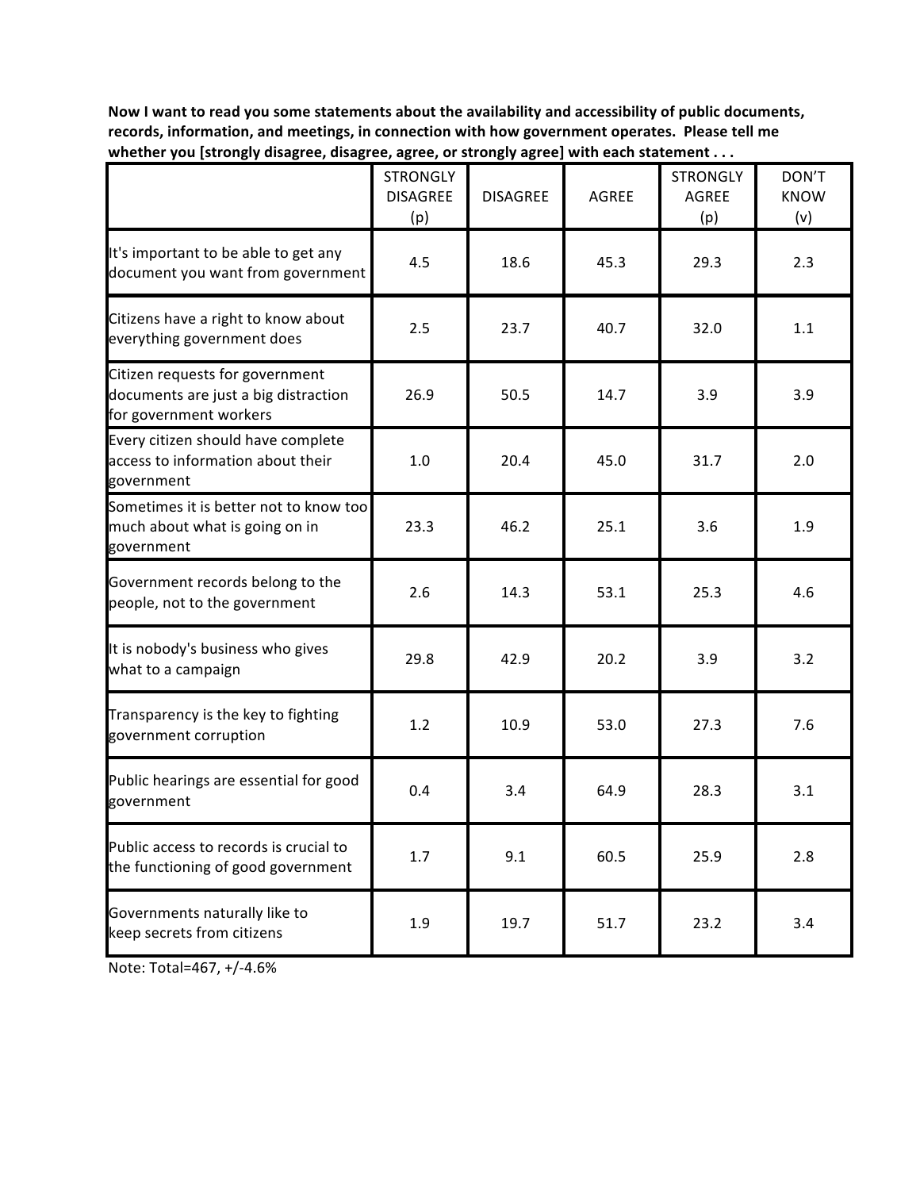**Now I want to read you some statements about the availability and accessibility of public documents, records, information, and meetings, in connection with how government operates. Please tell me whether you [strongly disagree, disagree, agree, or strongly agree] with each statement . . .**

| | STRONGLY DISAGREE (p) | DISAGREE | AGREE | STRONGLY AGREE (p) | DON'T KNOW (v) |
|---|---|---|---|---|---|
| It's important to be able to get any document you want from government | 4.5 | 18.6 | 45.3 | 29.3 | 2.3 |
| Citizens have a right to know about everything government does | 2.5 | 23.7 | 40.7 | 32.0 | 1.1 |
| Citizen requests for government documents are just a big distraction for government workers | 26.9 | 50.5 | 14.7 | 3.9 | 3.9 |
| Every citizen should have complete access to information about their government | 1.0 | 20.4 | 45.0 | 31.7 | 2.0 |
| Sometimes it is better not to know too much about what is going on in government | 23.3 | 46.2 | 25.1 | 3.6 | 1.9 |
| Government records belong to the people, not to the government | 2.6 | 14.3 | 53.1 | 25.3 | 4.6 |
| It is nobody's business who gives what to a campaign | 29.8 | 42.9 | 20.2 | 3.9 | 3.2 |
| Transparency is the key to fighting government corruption | 1.2 | 10.9 | 53.0 | 27.3 | 7.6 |
| Public hearings are essential for good government | 0.4 | 3.4 | 64.9 | 28.3 | 3.1 |
| Public access to records is crucial to the functioning of good government | 1.7 | 9.1 | 60.5 | 25.9 | 2.8 |
| Governments naturally like to keep secrets from citizens | 1.9 | 19.7 | 51.7 | 23.2 | 3.4 |

Note: Total=467, +/-4.6%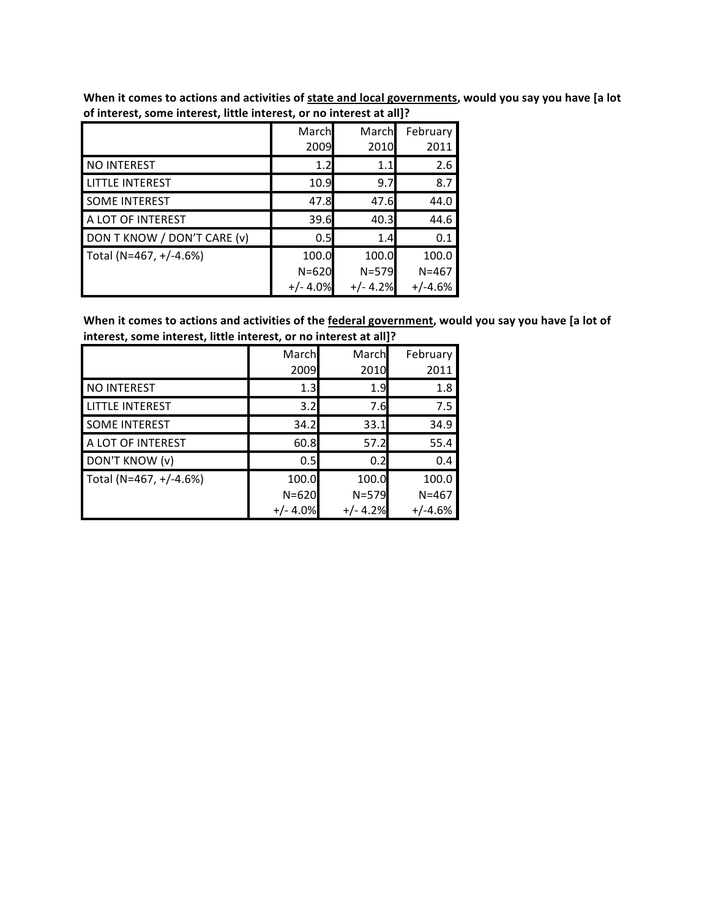**When it comes to actions and activities of <u>state and local governments</u>, would you say you have [a lot of interest, some interest, little interest, or no interest at all]?**

| | March 2009 | March 2010 | February 2011 |
|---|---|---|---|
| NO INTEREST | 1.2 | 1.1 | 2.6 |
| LITTLE INTEREST | 10.9 | 9.7 | 8.7 |
| SOME INTEREST | 47.8 | 47.6 | 44.0 |
| A LOT OF INTEREST | 39.6 | 40.3 | 44.6 |
| DON T KNOW / DON'T CARE (v) | 0.5 | 1.4 | 0.1 |
| Total (N=467, +/-4.6%) | 100.0 N=620 +/- 4.0% | 100.0 N=579 +/- 4.2% | 100.0 N=467 +/-4.6% |

**When it comes to actions and activities of the <u>federal government</u>, would you say you have [a lot of interest, some interest, little interest, or no interest at all]?**

| | March 2009 | March 2010 | February 2011 |
|---|---|---|---|
| NO INTEREST | 1.3 | 1.9 | 1.8 |
| LITTLE INTEREST | 3.2 | 7.6 | 7.5 |
| SOME INTEREST | 34.2 | 33.1 | 34.9 |
| A LOT OF INTEREST | 60.8 | 57.2 | 55.4 |
| DON'T KNOW (v) | 0.5 | 0.2 | 0.4 |
| Total (N=467, +/-4.6%) | 100.0 N=620 +/- 4.0% | 100.0 N=579 +/- 4.2% | 100.0 N=467 +/-4.6% |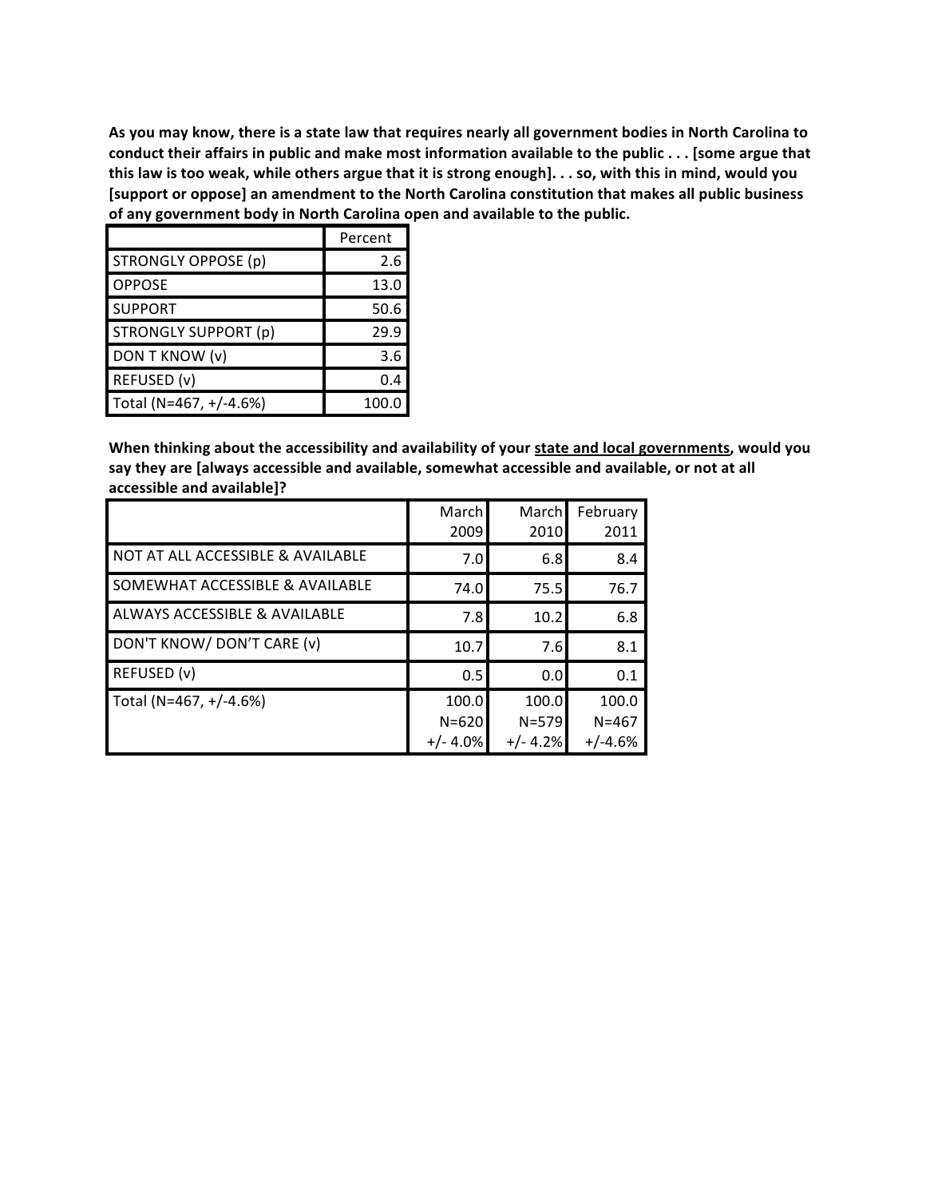**As you may know, there is a state law that requires nearly all government bodies in North Carolina to conduct their affairs in public and make most information available to the public . . . [some argue that this law is too weak, while others argue that it is strong enough]. . . so, with this in mind, would you [support or oppose] an amendment to the North Carolina constitution that makes all public business of any government body in North Carolina open and available to the public.**

| | Percent |
|---|---|
| STRONGLY OPPOSE (p) | 2.6 |
| OPPOSE | 13.0 |
| SUPPORT | 50.6 |
| STRONGLY SUPPORT (p) | 29.9 |
| DON T KNOW (v) | 3.6 |
| REFUSED (v) | 0.4 |
| Total (N=467, +/-4.6%) | 100.0 |

**When thinking about the accessibility and availability of your <u>state and local governments</u>, would you say they are [always accessible and available, somewhat accessible and available, or not at all accessible and available]?**

| | March 2009 | March 2010 | February 2011 |
|---|---|---|---|
| NOT AT ALL ACCESSIBLE & AVAILABLE | 7.0 | 6.8 | 8.4 |
| SOMEWHAT ACCESSIBLE & AVAILABLE | 74.0 | 75.5 | 76.7 |
| ALWAYS ACCESSIBLE & AVAILABLE | 7.8 | 10.2 | 6.8 |
| DON'T KNOW/ DON'T CARE (v) | 10.7 | 7.6 | 8.1 |
| REFUSED (v) | 0.5 | 0.0 | 0.1 |
| Total (N=467, +/-4.6%) | 100.0 N=620 +/- 4.0% | 100.0 N=579 +/- 4.2% | 100.0 N=467 +/-4.6% |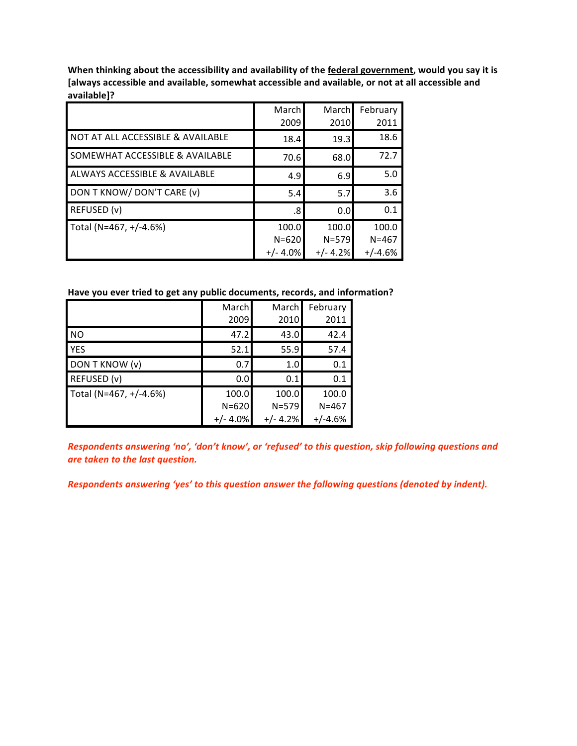**When thinking about the accessibility and availability of the federal government, would you say it is [always accessible and available, somewhat accessible and available, or not at all accessible and available]?**

| | March 2009 | March 2010 | February 2011 |
|---|---|---|---|
| NOT AT ALL ACCESSIBLE & AVAILABLE | 18.4 | 19.3 | 18.6 |
| SOMEWHAT ACCESSIBLE & AVAILABLE | 70.6 | 68.0 | 72.7 |
| ALWAYS ACCESSIBLE & AVAILABLE | 4.9 | 6.9 | 5.0 |
| DON T KNOW/ DON'T CARE (v) | 5.4 | 5.7 | 3.6 |
| REFUSED (v) | .8 | 0.0 | 0.1 |
| Total (N=467, +/-4.6%) | 100.0 N=620 +/- 4.0% | 100.0 N=579 +/- 4.2% | 100.0 N=467 +/-4.6% |

**Have you ever tried to get any public documents, records, and information?**

| | March 2009 | March 2010 | February 2011 |
|---|---|---|---|
| NO | 47.2 | 43.0 | 42.4 |
| YES | 52.1 | 55.9 | 57.4 |
| DON T KNOW (v) | 0.7 | 1.0 | 0.1 |
| REFUSED (v) | 0.0 | 0.1 | 0.1 |
| Total (N=467, +/-4.6%) | 100.0 N=620 +/- 4.0% | 100.0 N=579 +/- 4.2% | 100.0 N=467 +/-4.6% |

***Respondents answering 'no', 'don't know', or 'refused' to this question, skip following questions and are taken to the last question.***

***Respondents answering 'yes' to this question answer the following questions (denoted by indent).***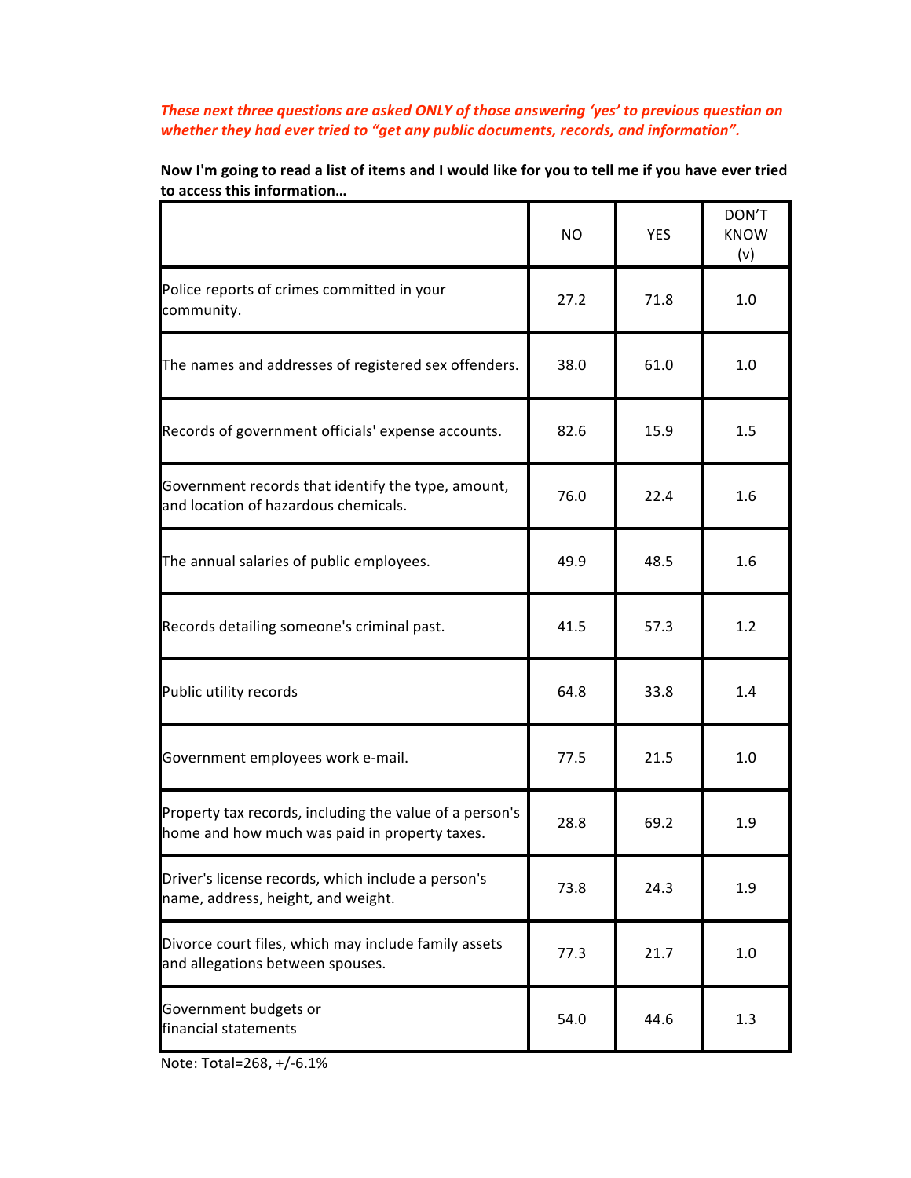*These next three questions are asked ONLY of those answering 'yes' to previous question on whether they had ever tried to "get any public documents, records, and information".*

**Now I'm going to read a list of items and I would like for you to tell me if you have ever tried to access this information…**

| | NO | YES | DON'T KNOW (v) |
|---|---|---|---|
| Police reports of crimes committed in your community. | 27.2 | 71.8 | 1.0 |
| The names and addresses of registered sex offenders. | 38.0 | 61.0 | 1.0 |
| Records of government officials' expense accounts. | 82.6 | 15.9 | 1.5 |
| Government records that identify the type, amount, and location of hazardous chemicals. | 76.0 | 22.4 | 1.6 |
| The annual salaries of public employees. | 49.9 | 48.5 | 1.6 |
| Records detailing someone's criminal past. | 41.5 | 57.3 | 1.2 |
| Public utility records | 64.8 | 33.8 | 1.4 |
| Government employees work e-mail. | 77.5 | 21.5 | 1.0 |
| Property tax records, including the value of a person's home and how much was paid in property taxes. | 28.8 | 69.2 | 1.9 |
| Driver's license records, which include a person's name, address, height, and weight. | 73.8 | 24.3 | 1.9 |
| Divorce court files, which may include family assets and allegations between spouses. | 77.3 | 21.7 | 1.0 |
| Government budgets or financial statements | 54.0 | 44.6 | 1.3 |

Note: Total=268, +/-6.1%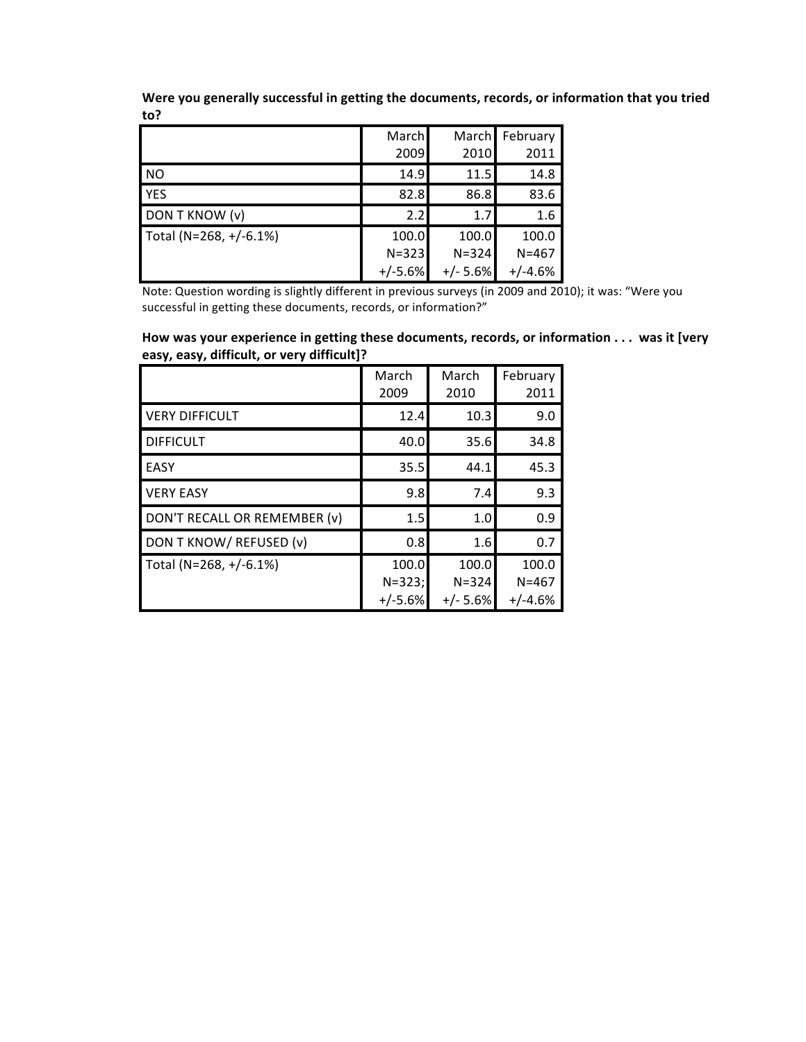**Were you generally successful in getting the documents, records, or information that you tried to?**

| | March 2009 | March 2010 | February 2011 |
|---|---|---|---|
| NO | 14.9 | 11.5 | 14.8 |
| YES | 82.8 | 86.8 | 83.6 |
| DON T KNOW (v) | 2.2 | 1.7 | 1.6 |
| Total (N=268, +/-6.1%) | 100.0 N=323 +/-5.6% | 100.0 N=324 +/- 5.6% | 100.0 N=467 +/-4.6% |

Note: Question wording is slightly different in previous surveys (in 2009 and 2010); it was: "Were you successful in getting these documents, records, or information?"

**How was your experience in getting these documents, records, or information . . . was it [very easy, easy, difficult, or very difficult]?**

| | March 2009 | March 2010 | February 2011 |
|---|---|---|---|
| VERY DIFFICULT | 12.4 | 10.3 | 9.0 |
| DIFFICULT | 40.0 | 35.6 | 34.8 |
| EASY | 35.5 | 44.1 | 45.3 |
| VERY EASY | 9.8 | 7.4 | 9.3 |
| DON'T RECALL OR REMEMBER (v) | 1.5 | 1.0 | 0.9 |
| DON T KNOW/ REFUSED (v) | 0.8 | 1.6 | 0.7 |
| Total (N=268, +/-6.1%) | 100.0 N=323; +/-5.6% | 100.0 N=324 +/- 5.6% | 100.0 N=467 +/-4.6% |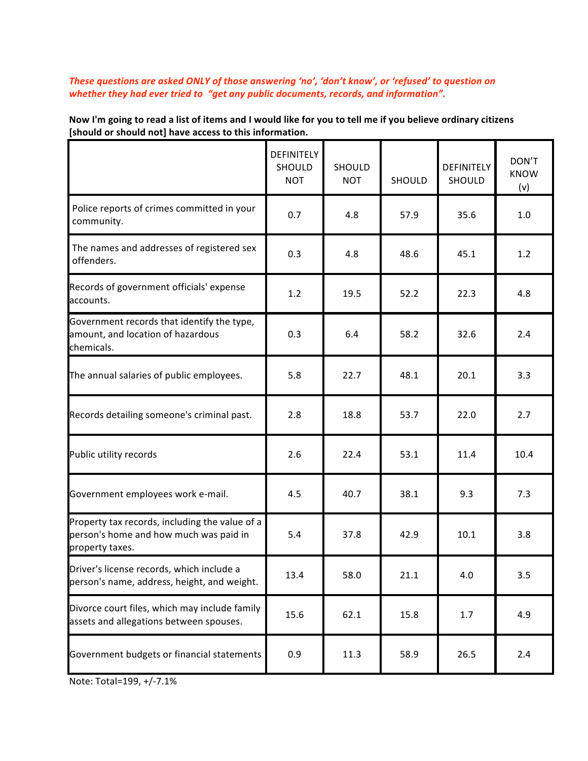*These questions are asked ONLY of those answering 'no', 'don't know', or 'refused' to question on whether they had ever tried to "get any public documents, records, and information".*

**Now I'm going to read a list of items and I would like for you to tell me if you believe ordinary citizens [should or should not] have access to this information.**

| | DEFINITELY SHOULD NOT | SHOULD NOT | SHOULD | DEFINITELY SHOULD | DON'T KNOW (v) |
|---|---|---|---|---|---|
| Police reports of crimes committed in your community. | 0.7 | 4.8 | 57.9 | 35.6 | 1.0 |
| The names and addresses of registered sex offenders. | 0.3 | 4.8 | 48.6 | 45.1 | 1.2 |
| Records of government officials' expense accounts. | 1.2 | 19.5 | 52.2 | 22.3 | 4.8 |
| Government records that identify the type, amount, and location of hazardous chemicals. | 0.3 | 6.4 | 58.2 | 32.6 | 2.4 |
| The annual salaries of public employees. | 5.8 | 22.7 | 48.1 | 20.1 | 3.3 |
| Records detailing someone's criminal past. | 2.8 | 18.8 | 53.7 | 22.0 | 2.7 |
| Public utility records | 2.6 | 22.4 | 53.1 | 11.4 | 10.4 |
| Government employees work e-mail. | 4.5 | 40.7 | 38.1 | 9.3 | 7.3 |
| Property tax records, including the value of a person's home and how much was paid in property taxes. | 5.4 | 37.8 | 42.9 | 10.1 | 3.8 |
| Driver's license records, which include a person's name, address, height, and weight. | 13.4 | 58.0 | 21.1 | 4.0 | 3.5 |
| Divorce court files, which may include family assets and allegations between spouses. | 15.6 | 62.1 | 15.8 | 1.7 | 4.9 |
| Government budgets or financial statements | 0.9 | 11.3 | 58.9 | 26.5 | 2.4 |

Note: Total=199, +/-7.1%